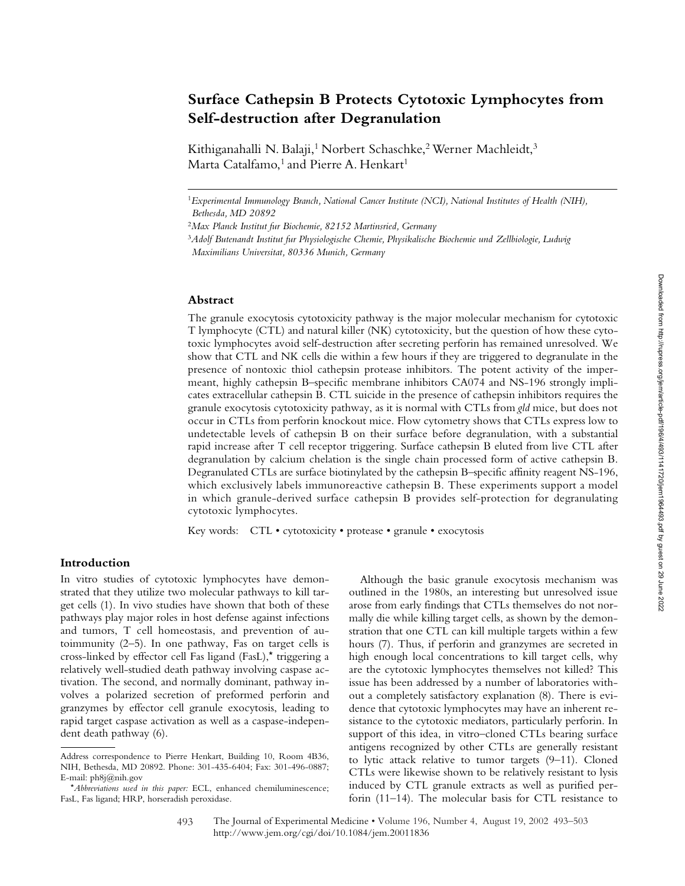# Surface Cathepsin B Protects Cytotoxic Lymphocytes from Self-destruction after Degranulation

Kithiganahalli N. Balaji,[1] Norbert Schaschke,[2] Werner Machleidt,[3] Marta Catalfamo,[1] and Pierre A. Henkart[1]

[1]*Experimental Immunology Branch, National Cancer Institute (NCI), National Institutes of Health (NIH), Bethesda, MD 20892*

[2]*Max Planck Institut fur Biochemie, 82152 Martinsried, Germany*

[3]*Adolf Butenandt Institut fur Physiologische Chemie, Physikalische Biochemie und Zellbiologie, Ludwig Maximilians Universitat, 80336 Munich, Germany*

## Abstract

The granule exocytosis cytotoxicity pathway is the major molecular mechanism for cytotoxic T lymphocyte (CTL) and natural killer (NK) cytotoxicity, but the question of how these cytotoxic lymphocytes avoid self-destruction after secreting perforin has remained unresolved. We show that CTL and NK cells die within a few hours if they are triggered to degranulate in the presence of nontoxic thiol cathepsin protease inhibitors. The potent activity of the impermeant, highly cathepsin B–specific membrane inhibitors CA074 and NS-196 strongly implicates extracellular cathepsin B. CTL suicide in the presence of cathepsin inhibitors requires the granule exocytosis cytotoxicity pathway, as it is normal with CTLs from *gld* mice, but does not occur in CTLs from perforin knockout mice. Flow cytometry shows that CTLs express low to undetectable levels of cathepsin B on their surface before degranulation, with a substantial rapid increase after T cell receptor triggering. Surface cathepsin B eluted from live CTL after degranulation by calcium chelation is the single chain processed form of active cathepsin B. Degranulated CTLs are surface biotinylated by the cathepsin B–specific affinity reagent NS-196, which exclusively labels immunoreactive cathepsin B. These experiments support a model in which granule-derived surface cathepsin B provides self-protection for degranulating cytotoxic lymphocytes.

Key words: CTL • cytotoxicity • protease • granule • exocytosis

## Introduction

In vitro studies of cytotoxic lymphocytes have demonstrated that they utilize two molecular pathways to kill target cells (1). In vivo studies have shown that both of these pathways play major roles in host defense against infections and tumors, T cell homeostasis, and prevention of autoimmunity (2–5). In one pathway, Fas on target cells is cross-linked by effector cell Fas ligand (FasL),* triggering a relatively well-studied death pathway involving caspase activation. The second, and normally dominant, pathway involves a polarized secretion of preformed perforin and granzymes by effector cell granule exocytosis, leading to rapid target caspase activation as well as a caspase-independent death pathway (6).

Although the basic granule exocytosis mechanism was outlined in the 1980s, an interesting but unresolved issue arose from early findings that CTLs themselves do not normally die while killing target cells, as shown by the demonstration that one CTL can kill multiple targets within a few hours (7). Thus, if perforin and granzymes are secreted in high enough local concentrations to kill target cells, why are the cytotoxic lymphocytes themselves not killed? This issue has been addressed by a number of laboratories without a completely satisfactory explanation (8). There is evidence that cytotoxic lymphocytes may have an inherent resistance to the cytotoxic mediators, particularly perforin. In support of this idea, in vitro–cloned CTLs bearing surface antigens recognized by other CTLs are generally resistant to lytic attack relative to tumor targets (9–11). Cloned CTLs were likewise shown to be relatively resistant to lysis induced by CTL granule extracts as well as purified perforin (11–14). The molecular basis for CTL resistance to

Address correspondence to Pierre Henkart, Building 10, Room 4B36, NIH, Bethesda, MD 20892. Phone: 301-435-6404; Fax: 301-496-0887; E-mail: ph8j@nih.gov

*Abbreviations used in this paper: ECL, enhanced chemiluminescence; FasL, Fas ligand; HRP, horseradish peroxidase.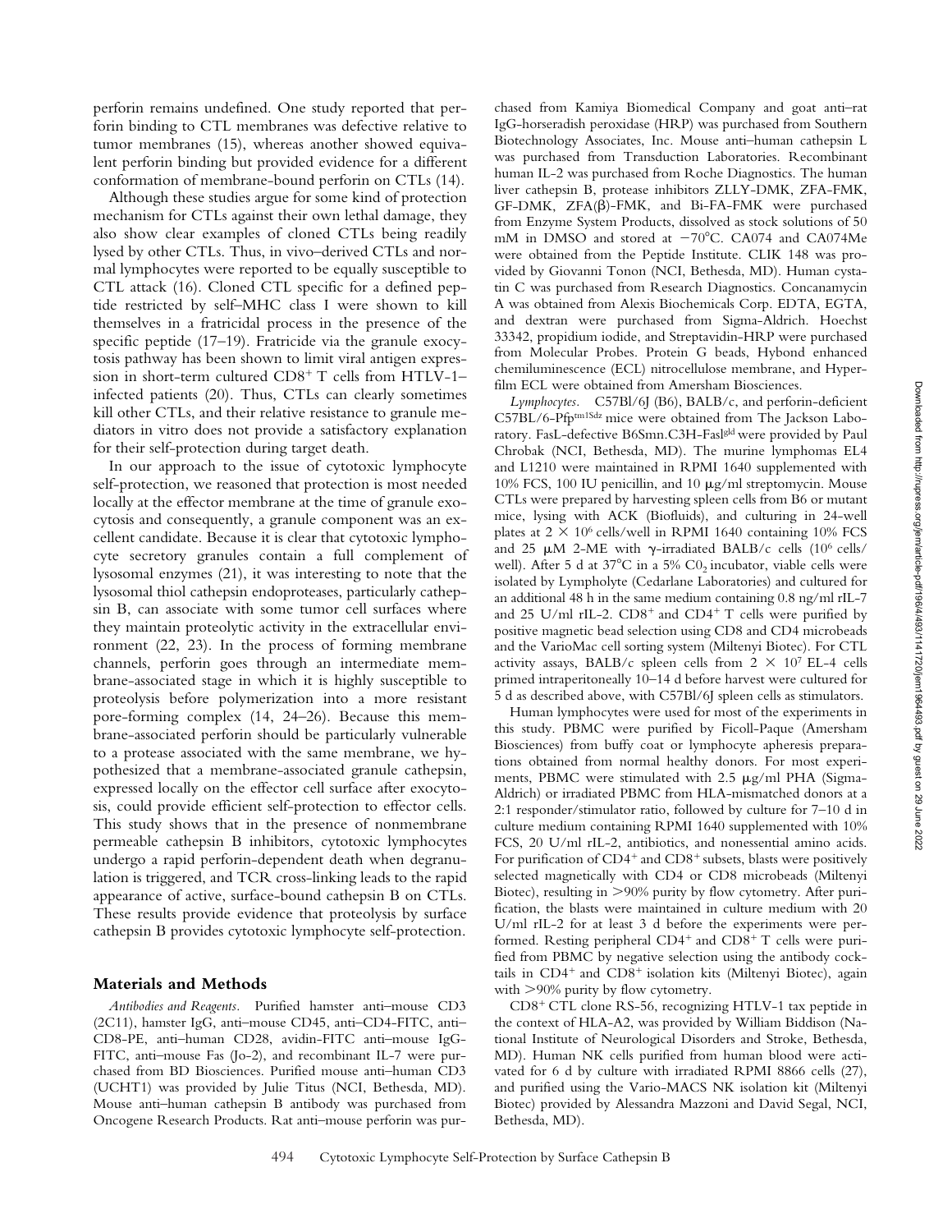perforin remains undefined. One study reported that perforin binding to CTL membranes was defective relative to tumor membranes (15), whereas another showed equivalent perforin binding but provided evidence for a different conformation of membrane-bound perforin on CTLs (14).

Although these studies argue for some kind of protection mechanism for CTLs against their own lethal damage, they also show clear examples of cloned CTLs being readily lysed by other CTLs. Thus, in vivo–derived CTLs and normal lymphocytes were reported to be equally susceptible to CTL attack (16). Cloned CTL specific for a defined peptide restricted by self–MHC class I were shown to kill themselves in a fratricidal process in the presence of the specific peptide (17–19). Fratricide via the granule exocytosis pathway has been shown to limit viral antigen expression in short-term cultured $CD8^+$ T cells from HTLV-1–infected patients (20). Thus, CTLs can clearly sometimes kill other CTLs, and their relative resistance to granule mediators in vitro does not provide a satisfactory explanation for their self-protection during target death.

In our approach to the issue of cytotoxic lymphocyte self-protection, we reasoned that protection is most needed locally at the effector membrane at the time of granule exocytosis and consequently, a granule component was an excellent candidate. Because it is clear that cytotoxic lymphocyte secretory granules contain a full complement of lysosomal enzymes (21), it was interesting to note that the lysosomal thiol cathepsin endoproteases, particularly cathepsin B, can associate with some tumor cell surfaces where they maintain proteolytic activity in the extracellular environment (22, 23). In the process of forming membrane channels, perforin goes through an intermediate membrane-associated stage in which it is highly susceptible to proteolysis before polymerization into a more resistant pore-forming complex (14, 24–26). Because this membrane-associated perforin should be particularly vulnerable to a protease associated with the same membrane, we hypothesized that a membrane-associated granule cathepsin, expressed locally on the effector cell surface after exocytosis, could provide efficient self-protection to effector cells. This study shows that in the presence of nonmembrane permeable cathepsin B inhibitors, cytotoxic lymphocytes undergo a rapid perforin-dependent death when degranulation is triggered, and TCR cross-linking leads to the rapid appearance of active, surface-bound cathepsin B on CTLs. These results provide evidence that proteolysis by surface cathepsin B provides cytotoxic lymphocyte self-protection.

## Materials and Methods

*Antibodies and Reagents.* Purified hamster anti–mouse CD3 (2C11), hamster IgG, anti–mouse CD45, anti–CD4-FITC, anti–CD8-PE, anti–human CD28, avidin-FITC anti–mouse IgG-FITC, anti–mouse Fas (Jo-2), and recombinant IL-7 were purchased from BD Biosciences. Purified mouse anti–human CD3 (UCHT1) was provided by Julie Titus (NCI, Bethesda, MD). Mouse anti–human cathepsin B antibody was purchased from Oncogene Research Products. Rat anti–mouse perforin was purchased from Kamiya Biomedical Company and goat anti–rat IgG-horseradish peroxidase (HRP) was purchased from Southern Biotechnology Associates, Inc. Mouse anti–human cathepsin L was purchased from Transduction Laboratories. Recombinant human IL-2 was purchased from Roche Diagnostics. The human liver cathepsin B, protease inhibitors ZLLY-DMK, ZFA-FMK, GF-DMK, ZFA(β)-FMK, and Bi-FA-FMK were purchased from Enzyme System Products, dissolved as stock solutions of 50 mM in DMSO and stored at −70°C. CA074 and CA074Me were obtained from the Peptide Institute. CLIK 148 was provided by Giovanni Tonon (NCI, Bethesda, MD). Human cystatin C was purchased from Research Diagnostics. Concanamycin A was obtained from Alexis Biochemicals Corp. EDTA, EGTA, and dextran were purchased from Sigma-Aldrich. Hoechst 33342, propidium iodide, and Streptavidin-HRP were purchased from Molecular Probes. Protein G beads, Hybond enhanced chemiluminescence (ECL) nitrocellulose membrane, and Hyperfilm ECL were obtained from Amersham Biosciences.

*Lymphocytes.* C57Bl/6J (B6), BALB/c, and perforin-deficient C57BL/6-Pfp[tm1Sdz] mice were obtained from The Jackson Laboratory. FasL-defective B6Smn.C3H-Fasl[gld] were provided by Paul Chrobak (NCI, Bethesda, MD). The murine lymphomas EL4 and L1210 were maintained in RPMI 1640 supplemented with 10% FCS, 100 IU penicillin, and 10 μg/ml streptomycin. Mouse CTLs were prepared by harvesting spleen cells from B6 or mutant mice, lysing with ACK (Biofluids), and culturing in 24-well plates at $2 \times 10^6$ cells/well in RPMI 1640 containing 10% FCS and 25 μM 2-ME with γ-irradiated BALB/c cells ($10^6$ cells/well). After 5 d at 37°C in a 5% $CO_2$ incubator, viable cells were isolated by Lympholyte (Cedarlane Laboratories) and cultured for an additional 48 h in the same medium containing 0.8 ng/ml rIL-7 and 25 U/ml rIL-2. $CD8^+$ and $CD4^+$ T cells were purified by positive magnetic bead selection using CD8 and CD4 microbeads and the VarioMac cell sorting system (Miltenyi Biotec). For CTL activity assays, BALB/c spleen cells from $2 \times 10^7$ EL-4 cells primed intraperitoneally 10–14 d before harvest were cultured for 5 d as described above, with C57Bl/6J spleen cells as stimulators.

Human lymphocytes were used for most of the experiments in this study. PBMC were purified by Ficoll-Paque (Amersham Biosciences) from buffy coat or lymphocyte apheresis preparations obtained from normal healthy donors. For most experiments, PBMC were stimulated with 2.5 μg/ml PHA (Sigma-Aldrich) or irradiated PBMC from HLA-mismatched donors at a 2:1 responder/stimulator ratio, followed by culture for 7–10 d in culture medium containing RPMI 1640 supplemented with 10% FCS, 20 U/ml rIL-2, antibiotics, and nonessential amino acids. For purification of $CD4^+$ and $CD8^+$ subsets, blasts were positively selected magnetically with CD4 or CD8 microbeads (Miltenyi Biotec), resulting in >90% purity by flow cytometry. After purification, the blasts were maintained in culture medium with 20 U/ml rIL-2 for at least 3 d before the experiments were performed. Resting peripheral $CD4^+$ and $CD8^+$ T cells were purified from PBMC by negative selection using the antibody cocktails in $CD4^+$ and $CD8^+$ isolation kits (Miltenyi Biotec), again with >90% purity by flow cytometry.

$CD8^+$ CTL clone RS-56, recognizing HTLV-1 tax peptide in the context of HLA-A2, was provided by William Biddison (National Institute of Neurological Disorders and Stroke, Bethesda, MD). Human NK cells purified from human blood were activated for 6 d by culture with irradiated RPMI 8866 cells (27), and purified using the Vario-MACS NK isolation kit (Miltenyi Biotec) provided by Alessandra Mazzoni and David Segal, NCI, Bethesda, MD).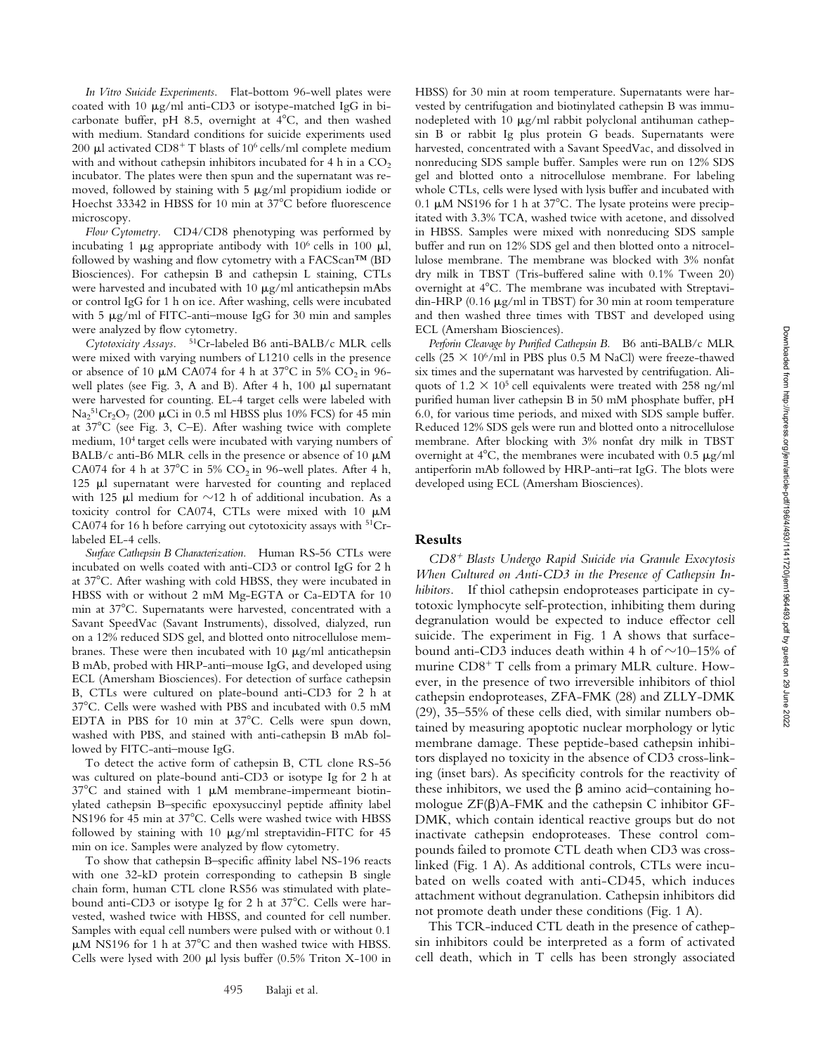*In Vitro Suicide Experiments.* Flat-bottom 96-well plates were coated with 10 μg/ml anti-CD3 or isotype-matched IgG in bicarbonate buffer, pH 8.5, overnight at 4°C, and then washed with medium. Standard conditions for suicide experiments used 200 μl activated $CD8^+$ T blasts of $10^6$ cells/ml complete medium with and without cathepsin inhibitors incubated for 4 h in a $CO_2$ incubator. The plates were then spun and the supernatant was removed, followed by staining with 5 μg/ml propidium iodide or Hoechst 33342 in HBSS for 10 min at 37°C before fluorescence microscopy.

*Flow Cytometry.* CD4/CD8 phenotyping was performed by incubating 1 μg appropriate antibody with $10^6$ cells in 100 μl, followed by washing and flow cytometry with a FACScan™ (BD Biosciences). For cathepsin B and cathepsin L staining, CTLs were harvested and incubated with 10 μg/ml anticathepsin mAbs or control IgG for 1 h on ice. After washing, cells were incubated with 5 μg/ml of FITC-anti–mouse IgG for 30 min and samples were analyzed by flow cytometry.

*Cytotoxicity Assays.* $^{51}$Cr-labeled B6 anti-BALB/c MLR cells were mixed with varying numbers of L1210 cells in the presence or absence of 10 μM CA074 for 4 h at 37°C in 5% $CO_2$ in 96-well plates (see Fig. 3, A and B). After 4 h, 100 μl supernatant were harvested for counting. EL-4 target cells were labeled with $Na_2{}^{51}Cr_2O_7$ (200 μCi in 0.5 ml HBSS plus 10% FCS) for 45 min at 37°C (see Fig. 3, C–E). After washing twice with complete medium, $10^4$ target cells were incubated with varying numbers of BALB/c anti-B6 MLR cells in the presence or absence of 10 μM CA074 for 4 h at 37°C in 5% $CO_2$ in 96-well plates. After 4 h, 125 μl supernatant were harvested for counting and replaced with 125 μl medium for ~12 h of additional incubation. As a toxicity control for CA074, CTLs were mixed with 10 μM CA074 for 16 h before carrying out cytotoxicity assays with $^{51}$Cr-labeled EL-4 cells.

*Surface Cathepsin B Characterization.* Human RS-56 CTLs were incubated on wells coated with anti-CD3 or control IgG for 2 h at 37°C. After washing with cold HBSS, they were incubated in HBSS with or without 2 mM Mg-EGTA or Ca-EDTA for 10 min at 37°C. Supernatants were harvested, concentrated with a Savant SpeedVac (Savant Instruments), dissolved, dialyzed, run on a 12% reduced SDS gel, and blotted onto nitrocellulose membranes. These were then incubated with 10 μg/ml anticathepsin B mAb, probed with HRP-anti–mouse IgG, and developed using ECL (Amersham Biosciences). For detection of surface cathepsin B, CTLs were cultured on plate-bound anti-CD3 for 2 h at 37°C. Cells were washed with PBS and incubated with 0.5 mM EDTA in PBS for 10 min at 37°C. Cells were spun down, washed with PBS, and stained with anti-cathepsin B mAb followed by FITC-anti–mouse IgG.

To detect the active form of cathepsin B, CTL clone RS-56 was cultured on plate-bound anti-CD3 or isotype Ig for 2 h at 37°C and stained with 1 μM membrane-impermeant biotinylated cathepsin B–specific epoxysuccinyl peptide affinity label NS196 for 45 min at 37°C. Cells were washed twice with HBSS followed by staining with 10 μg/ml streptavidin-FITC for 45 min on ice. Samples were analyzed by flow cytometry.

To show that cathepsin B–specific affinity label NS-196 reacts with one 32-kD protein corresponding to cathepsin B single chain form, human CTL clone RS56 was stimulated with plate-bound anti-CD3 or isotype Ig for 2 h at 37°C. Cells were harvested, washed twice with HBSS, and counted for cell number. Samples with equal cell numbers were pulsed with or without 0.1 μM NS196 for 1 h at 37°C and then washed twice with HBSS. Cells were lysed with 200 μl lysis buffer (0.5% Triton X-100 in HBSS) for 30 min at room temperature. Supernatants were harvested by centrifugation and biotinylated cathepsin B was immunodepleted with 10 μg/ml rabbit polyclonal antihuman cathepsin B or rabbit Ig plus protein G beads. Supernatants were harvested, concentrated with a Savant SpeedVac, and dissolved in nonreducing SDS sample buffer. Samples were run on 12% SDS gel and blotted onto a nitrocellulose membrane. For labeling whole CTLs, cells were lysed with lysis buffer and incubated with 0.1 μM NS196 for 1 h at 37°C. The lysate proteins were precipitated with 3.3% TCA, washed twice with acetone, and dissolved in HBSS. Samples were mixed with nonreducing SDS sample buffer and run on 12% SDS gel and then blotted onto a nitrocellulose membrane. The membrane was blocked with 3% nonfat dry milk in TBST (Tris-buffered saline with 0.1% Tween 20) overnight at 4°C. The membrane was incubated with Streptavidin-HRP (0.16 μg/ml in TBST) for 30 min at room temperature and then washed three times with TBST and developed using ECL (Amersham Biosciences).

*Perforin Cleavage by Purified Cathepsin B.* B6 anti-BALB/c MLR cells ($25 \times 10^6$/ml in PBS plus 0.5 M NaCl) were freeze-thawed six times and the supernatant was harvested by centrifugation. Aliquots of $1.2 \times 10^5$ cell equivalents were treated with 258 ng/ml purified human liver cathepsin B in 50 mM phosphate buffer, pH 6.0, for various time periods, and mixed with SDS sample buffer. Reduced 12% SDS gels were run and blotted onto a nitrocellulose membrane. After blocking with 3% nonfat dry milk in TBST overnight at 4°C, the membranes were incubated with 0.5 μg/ml antiperforin mAb followed by HRP-anti–rat IgG. The blots were developed using ECL (Amersham Biosciences).

## Results

*$CD8^+$ Blasts Undergo Rapid Suicide via Granule Exocytosis When Cultured on Anti-CD3 in the Presence of Cathepsin Inhibitors.* If thiol cathepsin endoproteases participate in cytotoxic lymphocyte self-protection, inhibiting them during degranulation would be expected to induce effector cell suicide. The experiment in Fig. 1 A shows that surface-bound anti-CD3 induces death within 4 h of ~10–15% of murine $CD8^+$ T cells from a primary MLR culture. However, in the presence of two irreversible inhibitors of thiol cathepsin endoproteases, ZFA-FMK (28) and ZLLY-DMK (29), 35–55% of these cells died, with similar numbers obtained by measuring apoptotic nuclear morphology or lytic membrane damage. These peptide-based cathepsin inhibitors displayed no toxicity in the absence of CD3 cross-linking (inset bars). As specificity controls for the reactivity of these inhibitors, we used the β amino acid–containing homologue ZF(β)A-FMK and the cathepsin C inhibitor GF-DMK, which contain identical reactive groups but do not inactivate cathepsin endoproteases. These control compounds failed to promote CTL death when CD3 was cross-linked (Fig. 1 A). As additional controls, CTLs were incubated on wells coated with anti-CD45, which induces attachment without degranulation. Cathepsin inhibitors did not promote death under these conditions (Fig. 1 A).

This TCR-induced CTL death in the presence of cathepsin inhibitors could be interpreted as a form of activated cell death, which in T cells has been strongly associated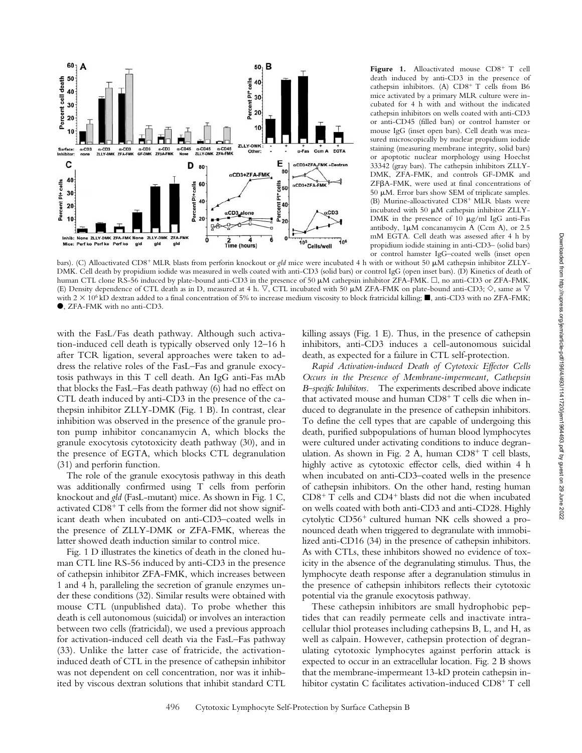**Figure 1.** Alloactivated mouse $CD8^+$ T cell death induced by anti-CD3 in the presence of cathepsin inhibitors. (A) $CD8^+$ T cells from B6 mice activated by a primary MLR culture were incubated for 4 h with and without the indicated cathepsin inhibitors on wells coated with anti-CD3 or anti-CD45 (filled bars) or control hamster or mouse IgG (inset open bars). Cell death was measured microscopically by nuclear propidium iodide staining (measuring membrane integrity, solid bars) or apoptotic nuclear morphology using Hoechst 33342 (gray bars). The cathepsin inhibitors ZLLY-DMK, ZFA-FMK, and controls GF-DMK and ZFβA-FMK, were used at final concentrations of 50 μM. Error bars show SEM of triplicate samples. (B) Murine-alloactivated $CD8^+$ MLR blasts were incubated with 50 μM cathepsin inhibitor ZLLY-DMK in the presence of 10 μg/ml IgG anti-Fas antibody, 1μM concanamycin A (Ccm A), or 2.5 mM EGTA. Cell death was assessed after 4 h by propidium iodide staining in anti-CD3– (solid bars) or control hamster IgG–coated wells (inset open bars). (C) Alloactivated $CD8^+$ MLR blasts from perforin knockout or *gld* mice were incubated 4 h with or without 50 μM cathepsin inhibitor ZLLY-DMK. Cell death by propidium iodide was measured in wells coated with anti-CD3 (solid bars) or control IgG (open inset bars). (D) Kinetics of death of human CTL clone RS-56 induced by plate-bound anti-CD3 in the presence of 50 μM cathepsin inhibitor ZFA-FMK. □, no anti-CD3 or ZFA-FMK. (E) Density dependence of CTL death as in D, measured at 4 h. ▽, CTL incubated with 50 μM ZFA-FMK on plate-bound anti-CD3; ◇, same as ▽ with $2 \times 10^6$ kD dextran added to a final concentration of 5% to increase medium viscosity to block fratricidal killing; ■, anti-CD3 with no ZFA-FMK; ●, ZFA-FMK with no anti-CD3.

with the FasL/Fas death pathway. Although such activation-induced cell death is typically observed only 12–16 h after TCR ligation, several approaches were taken to address the relative roles of the FasL–Fas and granule exocytosis pathways in this T cell death. An IgG anti-Fas mAb that blocks the FasL–Fas death pathway (6) had no effect on CTL death induced by anti-CD3 in the presence of the cathepsin inhibitor ZLLY-DMK (Fig. 1 B). In contrast, clear inhibition was observed in the presence of the granule proton pump inhibitor concanamycin A, which blocks the granule exocytosis cytotoxicity death pathway (30), and in the presence of EGTA, which blocks CTL degranulation (31) and perforin function.

The role of the granule exocytosis pathway in this death was additionally confirmed using T cells from perforin knockout and *gld* (FasL-mutant) mice. As shown in Fig. 1 C, activated $CD8^+$ T cells from the former did not show significant death when incubated on anti-CD3–coated wells in the presence of ZLLY-DMK or ZFA-FMK, whereas the latter showed death induction similar to control mice.

Fig. 1 D illustrates the kinetics of death in the cloned human CTL line RS-56 induced by anti-CD3 in the presence of cathepsin inhibitor ZFA-FMK, which increases between 1 and 4 h, paralleling the secretion of granule enzymes under these conditions (32). Similar results were obtained with mouse CTL (unpublished data). To probe whether this death is cell autonomous (suicidal) or involves an interaction between two cells (fratricidal), we used a previous approach for activation-induced cell death via the FasL–Fas pathway (33). Unlike the latter case of fratricide, the activation-induced death of CTL in the presence of cathepsin inhibitor was not dependent on cell concentration, nor was it inhibited by viscous dextran solutions that inhibit standard CTL killing assays (Fig. 1 E). Thus, in the presence of cathepsin inhibitors, anti-CD3 induces a cell-autonomous suicidal death, as expected for a failure in CTL self-protection.

*Rapid Activation-induced Death of Cytotoxic Effector Cells Occurs in the Presence of Membrane-impermeant, Cathepsin B–specific Inhibitors.* The experiments described above indicate that activated mouse and human $CD8^+$ T cells die when induced to degranulate in the presence of cathepsin inhibitors. To define the cell types that are capable of undergoing this death, purified subpopulations of human blood lymphocytes were cultured under activating conditions to induce degranulation. As shown in Fig. 2 A, human $CD8^+$ T cell blasts, highly active as cytotoxic effector cells, died within 4 h when incubated on anti-CD3–coated wells in the presence of cathepsin inhibitors. On the other hand, resting human $CD8^+$ T cells and $CD4^+$ blasts did not die when incubated on wells coated with both anti-CD3 and anti-CD28. Highly cytolytic $CD56^+$ cultured human NK cells showed a pronounced death when triggered to degranulate with immobilized anti-CD16 (34) in the presence of cathepsin inhibitors. As with CTLs, these inhibitors showed no evidence of toxicity in the absence of the degranulating stimulus. Thus, the lymphocyte death response after a degranulation stimulus in the presence of cathepsin inhibitors reflects their cytotoxic potential via the granule exocytosis pathway.

These cathepsin inhibitors are small hydrophobic peptides that can readily permeate cells and inactivate intracellular thiol proteases including cathepsins B, L, and H, as well as calpain. However, cathepsin protection of degranulating cytotoxic lymphocytes against perforin attack is expected to occur in an extracellular location. Fig. 2 B shows that the membrane-impermeant 13-kD protein cathepsin inhibitor cystatin C facilitates activation-induced $CD8^+$ T cell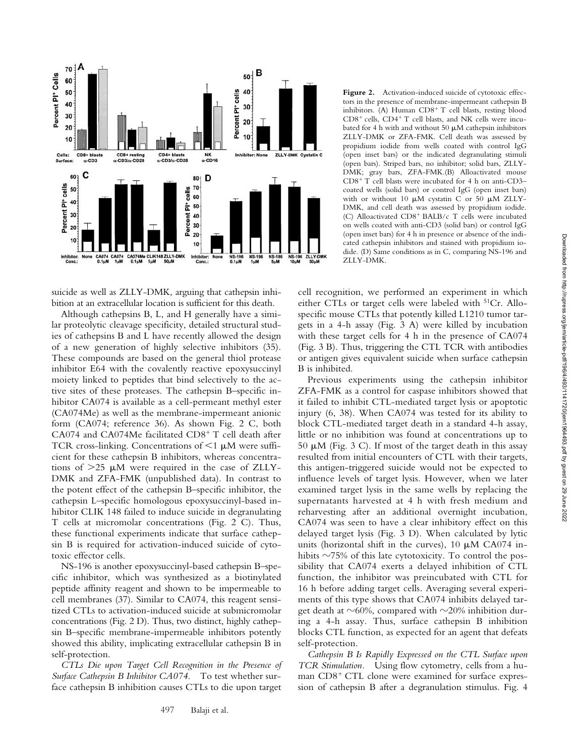**Figure 2.** Activation-induced suicide of cytotoxic effectors in the presence of membrane-impermeant cathepsin B inhibitors. (A) Human CD8$^+$ T cell blasts, resting blood CD8$^+$ cells, CD4$^+$ T cell blasts, and NK cells were incubated for 4 h with and without 50 μM cathepsin inhibitors ZLLY-DMK or ZFA-FMK. Cell death was assessed by propidium iodide from wells coated with control IgG (open inset bars) or the indicated degranulating stimuli (open bars). Striped bars, no inhibitor; solid bars, ZLLY-DMK; gray bars, ZFA-FMK.(B) Alloactivated mouse CD8$^+$ T cell blasts were incubated for 4 h on anti-CD3–coated wells (solid bars) or control IgG (open inset bars) with or without 10 μM cystatin C or 50 μM ZLLY-DMK, and cell death was assessed by propidium iodide. (C) Alloactivated CD8$^+$ BALB/c T cells were incubated on wells coated with anti-CD3 (solid bars) or control IgG (open inset bars) for 4 h in presence or absence of the indicated cathepsin inhibitors and stained with propidium iodide. (D) Same conditions as in C, comparing NS-196 and ZLLY-DMK.

suicide as well as ZLLY-DMK, arguing that cathepsin inhibition at an extracellular location is sufficient for this death.

Although cathepsins B, L, and H generally have a similar proteolytic cleavage specificity, detailed structural studies of cathepsins B and L have recently allowed the design of a new generation of highly selective inhibitors (35). These compounds are based on the general thiol protease inhibitor E64 with the covalently reactive epoxysuccinyl moiety linked to peptides that bind selectively to the active sites of these proteases. The cathepsin B–specific inhibitor CA074 is available as a cell-permeant methyl ester (CA074Me) as well as the membrane-impermeant anionic form (CA074; reference 36). As shown Fig. 2 C, both CA074 and CA074Me facilitated CD8$^+$ T cell death after TCR cross-linking. Concentrations of <1 μM were sufficient for these cathepsin B inhibitors, whereas concentrations of >25 μM were required in the case of ZLLY-DMK and ZFA-FMK (unpublished data). In contrast to the potent effect of the cathepsin B–specific inhibitor, the cathepsin L–specific homologous epoxysuccinyl-based inhibitor CLIK 148 failed to induce suicide in degranulating T cells at micromolar concentrations (Fig. 2 C). Thus, these functional experiments indicate that surface cathepsin B is required for activation-induced suicide of cytotoxic effector cells.

NS-196 is another epoxysuccinyl-based cathepsin B–specific inhibitor, which was synthesized as a biotinylated peptide affinity reagent and shown to be impermeable to cell membranes (37). Similar to CA074, this reagent sensitized CTLs to activation-induced suicide at submicromolar concentrations (Fig. 2 D). Thus, two distinct, highly cathepsin B–specific membrane-impermeable inhibitors potently showed this ability, implicating extracellular cathepsin B in self-protection.

*CTLs Die upon Target Cell Recognition in the Presence of Surface Cathepsin B Inhibitor CA074.* To test whether surface cathepsin B inhibition causes CTLs to die upon target cell recognition, we performed an experiment in which either CTLs or target cells were labeled with $^{51}$Cr. Allospecific mouse CTLs that potently killed L1210 tumor targets in a 4-h assay (Fig. 3 A) were killed by incubation with these target cells for 4 h in the presence of CA074 (Fig. 3 B). Thus, triggering the CTL TCR with antibodies or antigen gives equivalent suicide when surface cathepsin B is inhibited.

Previous experiments using the cathepsin inhibitor ZFA-FMK as a control for caspase inhibitors showed that it failed to inhibit CTL-mediated target lysis or apoptotic injury (6, 38). When CA074 was tested for its ability to block CTL-mediated target death in a standard 4-h assay, little or no inhibition was found at concentrations up to 50 μM (Fig. 3 C). If most of the target death in this assay resulted from initial encounters of CTL with their targets, this antigen-triggered suicide would not be expected to influence levels of target lysis. However, when we later examined target lysis in the same wells by replacing the supernatants harvested at 4 h with fresh medium and reharvesting after an additional overnight incubation, CA074 was seen to have a clear inhibitory effect on this delayed target lysis (Fig. 3 D). When calculated by lytic units (horizontal shift in the curves), 10 μM CA074 inhibits ∼75% of this late cytotoxicity. To control the possibility that CA074 exerts a delayed inhibition of CTL function, the inhibitor was preincubated with CTL for 16 h before adding target cells. Averaging several experiments of this type shows that CA074 inhibits delayed target death at ∼60%, compared with ∼20% inhibition during a 4-h assay. Thus, surface cathepsin B inhibition blocks CTL function, as expected for an agent that defeats self-protection.

*Cathepsin B Is Rapidly Expressed on the CTL Surface upon TCR Stimulation.* Using flow cytometry, cells from a human CD8$^+$ CTL clone were examined for surface expression of cathepsin B after a degranulation stimulus. Fig. 4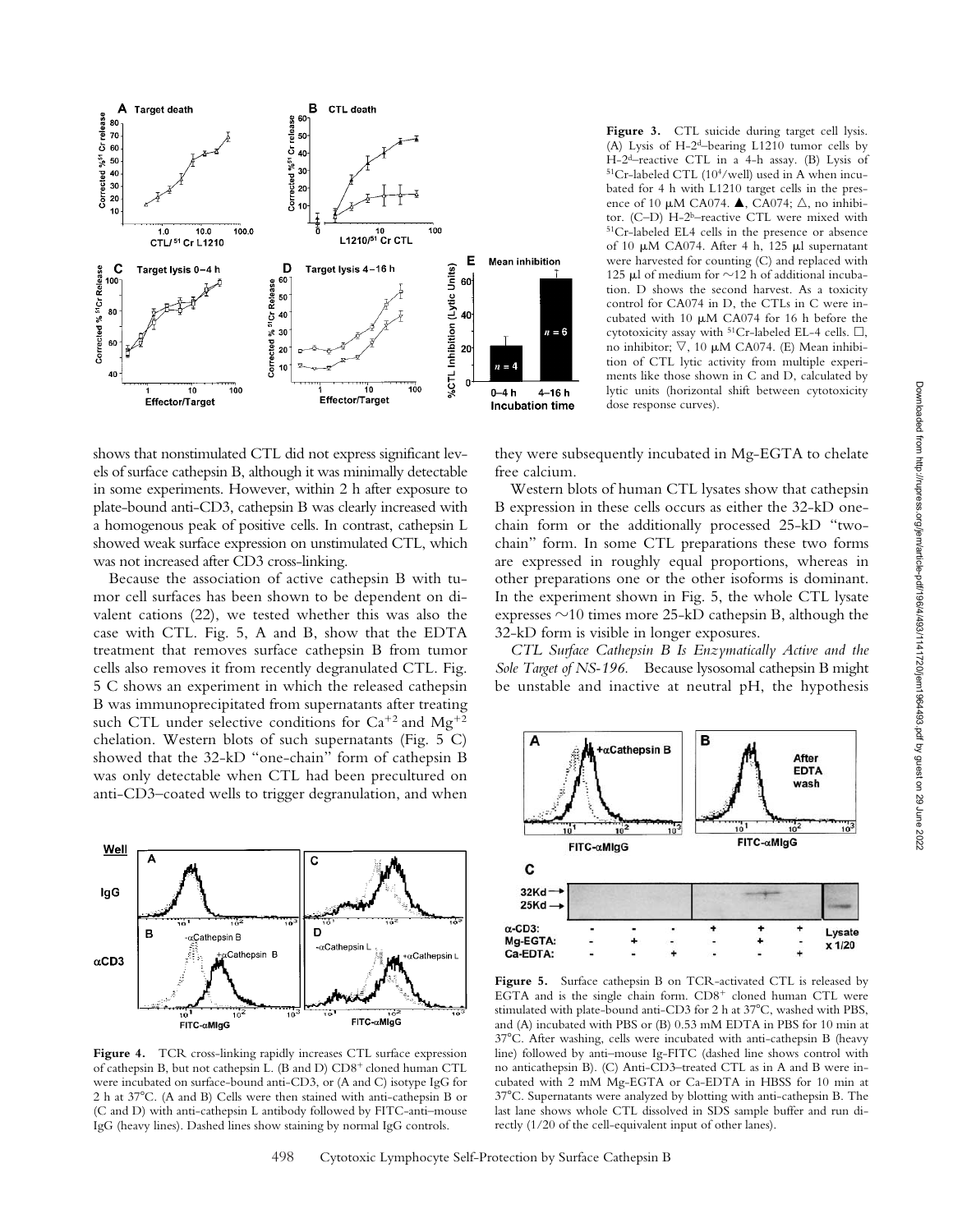**Figure 3.** CTL suicide during target cell lysis. (A) Lysis of H-2[d]–bearing L1210 tumor cells by H-2[d]–reactive CTL in a 4-h assay. (B) Lysis of $^{51}$Cr-labeled CTL ($10^4$/well) used in A when incubated for 4 h with L1210 target cells in the presence of 10 μM CA074. ▲, CA074; △, no inhibitor. (C–D) H-2[b]–reactive CTL were mixed with $^{51}$Cr-labeled EL4 cells in the presence or absence of 10 μM CA074. After 4 h, 125 μl supernatant were harvested for counting (C) and replaced with 125 μl of medium for ~12 h of additional incubation. D shows the second harvest. As a toxicity control for CA074 in D, the CTLs in C were incubated with 10 μM CA074 for 16 h before the cytotoxicity assay with $^{51}$Cr-labeled EL-4 cells. □, no inhibitor; ▽, 10 μM CA074. (E) Mean inhibition of CTL lytic activity from multiple experiments like those shown in C and D, calculated by lytic units (horizontal shift between cytotoxicity dose response curves).

shows that nonstimulated CTL did not express significant levels of surface cathepsin B, although it was minimally detectable in some experiments. However, within 2 h after exposure to plate-bound anti-CD3, cathepsin B was clearly increased with a homogenous peak of positive cells. In contrast, cathepsin L showed weak surface expression on unstimulated CTL, which was not increased after CD3 cross-linking.

Because the association of active cathepsin B with tumor cell surfaces has been shown to be dependent on divalent cations (22), we tested whether this was also the case with CTL. Fig. 5, A and B, show that the EDTA treatment that removes surface cathepsin B from tumor cells also removes it from recently degranulated CTL. Fig. 5 C shows an experiment in which the released cathepsin B was immunoprecipitated from supernatants after treating such CTL under selective conditions for $Ca^{+2}$ and $Mg^{+2}$ chelation. Western blots of such supernatants (Fig. 5 C) showed that the 32-kD "one-chain" form of cathepsin B was only detectable when CTL had been precultured on anti-CD3–coated wells to trigger degranulation, and when they were subsequently incubated in Mg-EGTA to chelate free calcium.

Western blots of human CTL lysates show that cathepsin B expression in these cells occurs as either the 32-kD one-chain form or the additionally processed 25-kD "two-chain" form. In some CTL preparations these two forms are expressed in roughly equal proportions, whereas in other preparations one or the other isoforms is dominant. In the experiment shown in Fig. 5, the whole CTL lysate expresses ~10 times more 25-kD cathepsin B, although the 32-kD form is visible in longer exposures.

*CTL Surface Cathepsin B Is Enzymatically Active and the Sole Target of NS-196.* Because lysosomal cathepsin B might be unstable and inactive at neutral pH, the hypothesis

**Figure 4.** TCR cross-linking rapidly increases CTL surface expression of cathepsin B, but not cathepsin L. (B and D) CD8[+] cloned human CTL were incubated on surface-bound anti-CD3, or (A and C) isotype IgG for 2 h at 37°C. (A and B) Cells were then stained with anti-cathepsin B or (C and D) with anti-cathepsin L antibody followed by FITC-anti–mouse IgG (heavy lines). Dashed lines show staining by normal IgG controls.

**Figure 5.** Surface cathepsin B on TCR-activated CTL is released by EGTA and is the single chain form. CD8[+] cloned human CTL were stimulated with plate-bound anti-CD3 for 2 h at 37°C, washed with PBS, and (A) incubated with PBS or (B) 0.53 mM EDTA in PBS for 10 min at 37°C. After washing, cells were incubated with anti-cathepsin B (heavy line) followed by anti–mouse Ig-FITC (dashed line shows control with no anticathepsin B). (C) Anti-CD3–treated CTL as in A and B were incubated with 2 mM Mg-EGTA or Ca-EDTA in HBSS for 10 min at 37°C. Supernatants were analyzed by blotting with anti-cathepsin B. The last lane shows whole CTL dissolved in SDS sample buffer and run directly (1/20 of the cell-equivalent input of other lanes).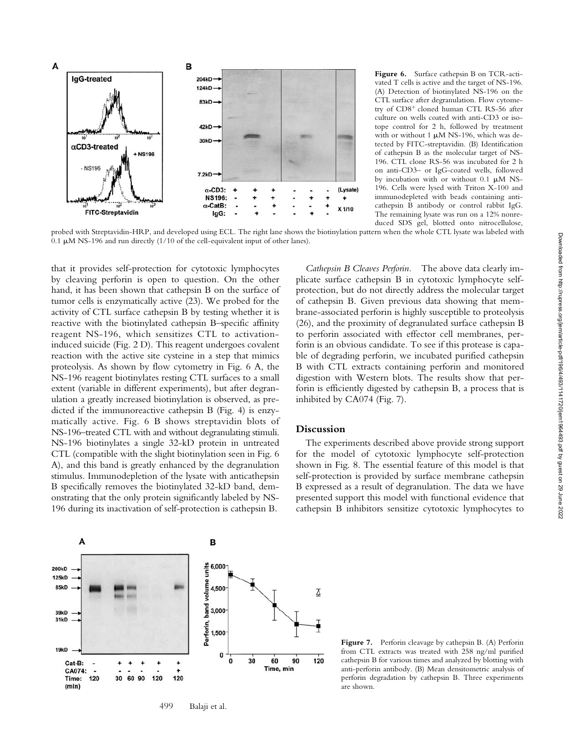**Figure 6.** Surface cathepsin B on TCR-activated T cells is active and the target of NS-196. (A) Detection of biotinylated NS-196 on the CTL surface after degranulation. Flow cytometry of $CD8^+$ cloned human CTL RS-56 after culture on wells coated with anti-CD3 or isotope control for 2 h, followed by treatment with or without 1 μM NS-196, which was detected by FITC-streptavidin. (B) Identification of cathepsin B as the molecular target of NS-196. CTL clone RS-56 was incubated for 2 h on anti-CD3– or IgG-coated wells, followed by incubation with or without 0.1 μM NS-196. Cells were lysed with Triton X-100 and immunodepleted with beads containing anti-cathepsin B antibody or control rabbit IgG. The remaining lysate was run on a 12% nonreduced SDS gel, blotted onto nitrocellulose, probed with Streptavidin-HRP, and developed using ECL. The right lane shows the biotinylation pattern when the whole CTL lysate was labeled with 0.1 μM NS-196 and run directly (1/10 of the cell-equivalent input of other lanes).

that it provides self-protection for cytotoxic lymphocytes by cleaving perforin is open to question. On the other hand, it has been shown that cathepsin B on the surface of tumor cells is enzymatically active (23). We probed for the activity of CTL surface cathepsin B by testing whether it is reactive with the biotinylated cathepsin B–specific affinity reagent NS-196, which sensitizes CTL to activation-induced suicide (Fig. 2 D). This reagent undergoes covalent reaction with the active site cysteine in a step that mimics proteolysis. As shown by flow cytometry in Fig. 6 A, the NS-196 reagent biotinylates resting CTL surfaces to a small extent (variable in different experiments), but after degranulation a greatly increased biotinylation is observed, as predicted if the immunoreactive cathepsin B (Fig. 4) is enzymatically active. Fig. 6 B shows streptavidin blots of NS-196–treated CTL with and without degranulating stimuli. NS-196 biotinylates a single 32-kD protein in untreated CTL (compatible with the slight biotinylation seen in Fig. 6 A), and this band is greatly enhanced by the degranulation stimulus. Immunodepletion of the lysate with anticathepsin B specifically removes the biotinylated 32-kD band, demonstrating that the only protein significantly labeled by NS-196 during its inactivation of self-protection is cathepsin B.

*Cathepsin B Cleaves Perforin.* The above data clearly implicate surface cathepsin B in cytotoxic lymphocyte self-protection, but do not directly address the molecular target of cathepsin B. Given previous data showing that membrane-associated perforin is highly susceptible to proteolysis (26), and the proximity of degranulated surface cathepsin B to perforin associated with effector cell membranes, perforin is an obvious candidate. To see if this protease is capable of degrading perforin, we incubated purified cathepsin B with CTL extracts containing perforin and monitored digestion with Western blots. The results show that perforin is efficiently digested by cathepsin B, a process that is inhibited by CA074 (Fig. 7).

## Discussion

The experiments described above provide strong support for the model of cytotoxic lymphocyte self-protection shown in Fig. 8. The essential feature of this model is that self-protection is provided by surface membrane cathepsin B expressed as a result of degranulation. The data we have presented support this model with functional evidence that cathepsin B inhibitors sensitize cytotoxic lymphocytes to

**Figure 7.** Perforin cleavage by cathepsin B. (A) Perforin from CTL extracts was treated with 258 ng/ml purified cathepsin B for various times and analyzed by blotting with anti-perforin antibody. (B) Mean densitometric analysis of perforin degradation by cathepsin B. Three experiments are shown.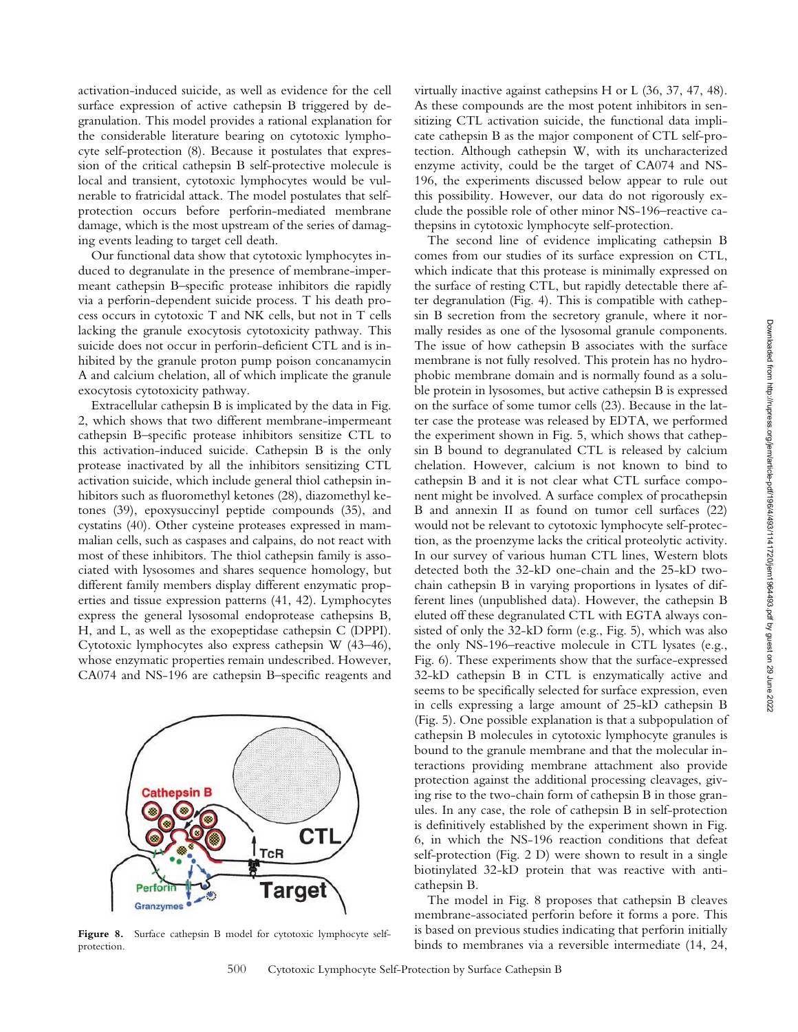activation-induced suicide, as well as evidence for the cell surface expression of active cathepsin B triggered by degranulation. This model provides a rational explanation for the considerable literature bearing on cytotoxic lymphocyte self-protection (8). Because it postulates that expression of the critical cathepsin B self-protective molecule is local and transient, cytotoxic lymphocytes would be vulnerable to fratricidal attack. The model postulates that self-protection occurs before perforin-mediated membrane damage, which is the most upstream of the series of damaging events leading to target cell death.

Our functional data show that cytotoxic lymphocytes induced to degranulate in the presence of membrane-impermeant cathepsin B–specific protease inhibitors die rapidly via a perforin-dependent suicide process. This death process occurs in cytotoxic T and NK cells, but not in T cells lacking the granule exocytosis cytotoxicity pathway. This suicide does not occur in perforin-deficient CTL and is inhibited by the granule proton pump poison concanamycin A and calcium chelation, all of which implicate the granule exocytosis cytotoxicity pathway.

Extracellular cathepsin B is implicated by the data in Fig. 2, which shows that two different membrane-impermeant cathepsin B–specific protease inhibitors sensitize CTL to this activation-induced suicide. Cathepsin B is the only protease inactivated by all the inhibitors sensitizing CTL activation suicide, which include general thiol cathepsin inhibitors such as fluoromethyl ketones (28), diazomethyl ketones (39), epoxysuccinyl peptide compounds (35), and cystatins (40). Other cysteine proteases expressed in mammalian cells, such as caspases and calpains, do not react with most of these inhibitors. The thiol cathepsin family is associated with lysosomes and shares sequence homology, but different family members display different enzymatic properties and tissue expression patterns (41, 42). Lymphocytes express the general lysosomal endoprotease cathepsins B, H, and L, as well as the exopeptidase cathepsin C (DPPI). Cytotoxic lymphocytes also express cathepsin W (43–46), whose enzymatic properties remain undescribed. However, CA074 and NS-196 are cathepsin B–specific reagents and virtually inactive against cathepsins H or L (36, 37, 47, 48). As these compounds are the most potent inhibitors in sensitizing CTL activation suicide, the functional data implicate cathepsin B as the major component of CTL self-protection. Although cathepsin W, with its uncharacterized enzyme activity, could be the target of CA074 and NS-196, the experiments discussed below appear to rule out this possibility. However, our data do not rigorously exclude the possible role of other minor NS-196–reactive cathepsins in cytotoxic lymphocyte self-protection.

**Figure 8.** Surface cathepsin B model for cytotoxic lymphocyte self-protection.

The second line of evidence implicating cathepsin B comes from our studies of its surface expression on CTL, which indicate that this protease is minimally expressed on the surface of resting CTL, but rapidly detectable there after degranulation (Fig. 4). This is compatible with cathepsin B secretion from the secretory granule, where it normally resides as one of the lysosomal granule components. The issue of how cathepsin B associates with the surface membrane is not fully resolved. This protein has no hydrophobic membrane domain and is normally found as a soluble protein in lysosomes, but active cathepsin B is expressed on the surface of some tumor cells (23). Because in the latter case the protease was released by EDTA, we performed the experiment shown in Fig. 5, which shows that cathepsin B bound to degranulated CTL is released by calcium chelation. However, calcium is not known to bind to cathepsin B and it is not clear what CTL surface component might be involved. A surface complex of procathepsin B and annexin II as found on tumor cell surfaces (22) would not be relevant to cytotoxic lymphocyte self-protection, as the proenzyme lacks the critical proteolytic activity. In our survey of various human CTL lines, Western blots detected both the 32-kD one-chain and the 25-kD two-chain cathepsin B in varying proportions in lysates of different lines (unpublished data). However, the cathepsin B eluted off these degranulated CTL with EGTA always consisted of only the 32-kD form (e.g., Fig. 5), which was also the only NS-196–reactive molecule in CTL lysates (e.g., Fig. 6). These experiments show that the surface-expressed 32-kD cathepsin B in CTL is enzymatically active and seems to be specifically selected for surface expression, even in cells expressing a large amount of 25-kD cathepsin B (Fig. 5). One possible explanation is that a subpopulation of cathepsin B molecules in cytotoxic lymphocyte granules is bound to the granule membrane and that the molecular interactions providing membrane attachment also provide protection against the additional processing cleavages, giving rise to the two-chain form of cathepsin B in those granules. In any case, the role of cathepsin B in self-protection is definitively established by the experiment shown in Fig. 6, in which the NS-196 reaction conditions that defeat self-protection (Fig. 2 D) were shown to result in a single biotinylated 32-kD protein that was reactive with anti-cathepsin B.

The model in Fig. 8 proposes that cathepsin B cleaves membrane-associated perforin before it forms a pore. This is based on previous studies indicating that perforin initially binds to membranes via a reversible intermediate (14, 24,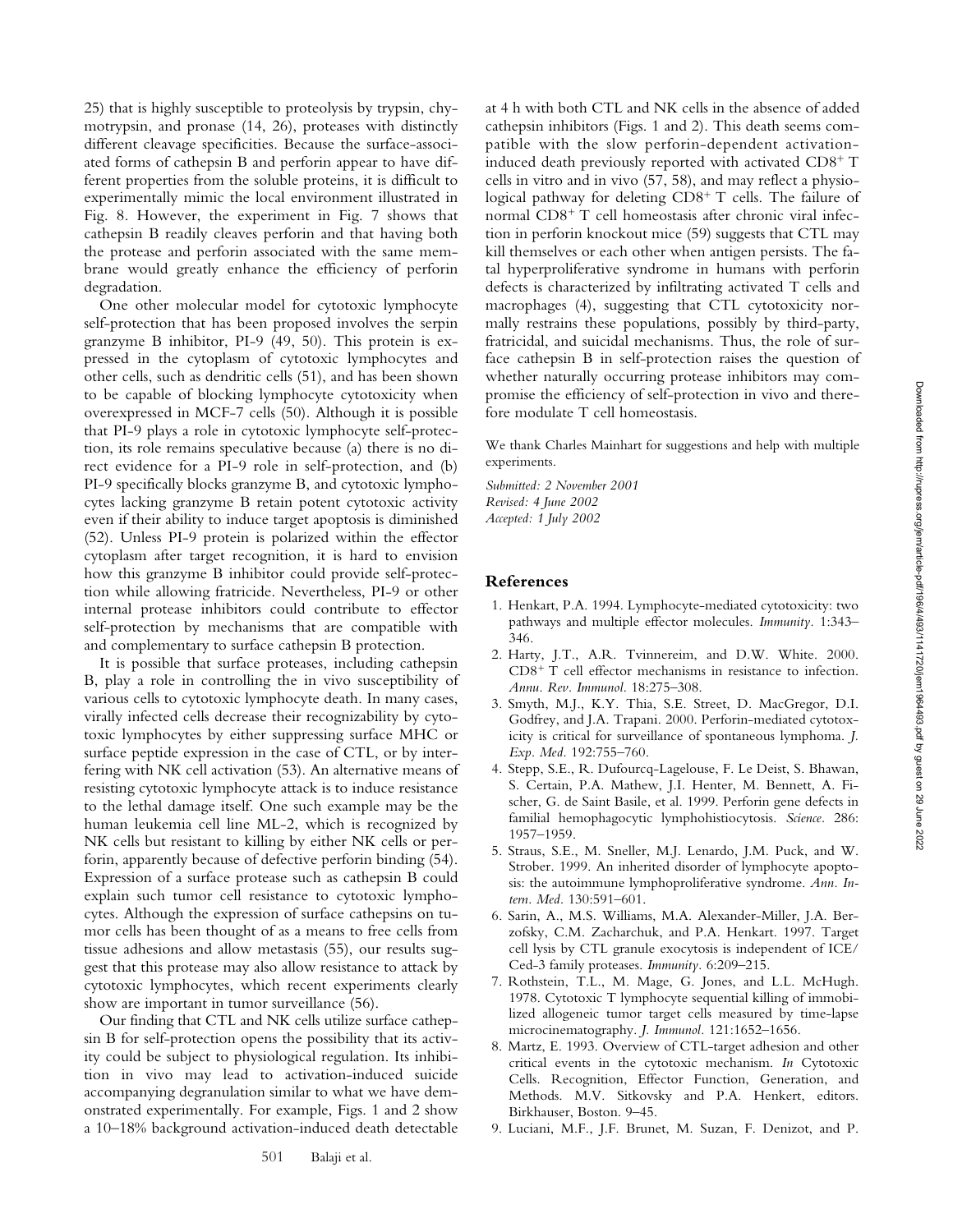25) that is highly susceptible to proteolysis by trypsin, chymotrypsin, and pronase (14, 26), proteases with distinctly different cleavage specificities. Because the surface-associated forms of cathepsin B and perforin appear to have different properties from the soluble proteins, it is difficult to experimentally mimic the local environment illustrated in Fig. 8. However, the experiment in Fig. 7 shows that cathepsin B readily cleaves perforin and that having both the protease and perforin associated with the same membrane would greatly enhance the efficiency of perforin degradation.

One other molecular model for cytotoxic lymphocyte self-protection that has been proposed involves the serpin granzyme B inhibitor, PI-9 (49, 50). This protein is expressed in the cytoplasm of cytotoxic lymphocytes and other cells, such as dendritic cells (51), and has been shown to be capable of blocking lymphocyte cytotoxicity when overexpressed in MCF-7 cells (50). Although it is possible that PI-9 plays a role in cytotoxic lymphocyte self-protection, its role remains speculative because (a) there is no direct evidence for a PI-9 role in self-protection, and (b) PI-9 specifically blocks granzyme B, and cytotoxic lymphocytes lacking granzyme B retain potent cytotoxic activity even if their ability to induce target apoptosis is diminished (52). Unless PI-9 protein is polarized within the effector cytoplasm after target recognition, it is hard to envision how this granzyme B inhibitor could provide self-protection while allowing fratricide. Nevertheless, PI-9 or other internal protease inhibitors could contribute to effector self-protection by mechanisms that are compatible with and complementary to surface cathepsin B protection.

It is possible that surface proteases, including cathepsin B, play a role in controlling the in vivo susceptibility of various cells to cytotoxic lymphocyte death. In many cases, virally infected cells decrease their recognizability by cytotoxic lymphocytes by either suppressing surface MHC or surface peptide expression in the case of CTL, or by interfering with NK cell activation (53). An alternative means of resisting cytotoxic lymphocyte attack is to induce resistance to the lethal damage itself. One such example may be the human leukemia cell line ML-2, which is recognized by NK cells but resistant to killing by either NK cells or perforin, apparently because of defective perforin binding (54). Expression of a surface protease such as cathepsin B could explain such tumor cell resistance to cytotoxic lymphocytes. Although the expression of surface cathepsins on tumor cells has been thought of as a means to free cells from tissue adhesions and allow metastasis (55), our results suggest that this protease may also allow resistance to attack by cytotoxic lymphocytes, which recent experiments clearly show are important in tumor surveillance (56).

Our finding that CTL and NK cells utilize surface cathepsin B for self-protection opens the possibility that its activity could be subject to physiological regulation. Its inhibition in vivo may lead to activation-induced suicide accompanying degranulation similar to what we have demonstrated experimentally. For example, Figs. 1 and 2 show a 10–18% background activation-induced death detectable at 4 h with both CTL and NK cells in the absence of added cathepsin inhibitors (Figs. 1 and 2). This death seems compatible with the slow perforin-dependent activation-induced death previously reported with activated $CD8^+$ T cells in vitro and in vivo (57, 58), and may reflect a physiological pathway for deleting $CD8^+$ T cells. The failure of normal $CD8^+$ T cell homeostasis after chronic viral infection in perforin knockout mice (59) suggests that CTL may kill themselves or each other when antigen persists. The fatal hyperproliferative syndrome in humans with perforin defects is characterized by infiltrating activated T cells and macrophages (4), suggesting that CTL cytotoxicity normally restrains these populations, possibly by third-party, fratricidal, and suicidal mechanisms. Thus, the role of surface cathepsin B in self-protection raises the question of whether naturally occurring protease inhibitors may compromise the efficiency of self-protection in vivo and therefore modulate T cell homeostasis.

We thank Charles Mainhart for suggestions and help with multiple experiments.

*Submitted: 2 November 2001*
*Revised: 4 June 2002*
*Accepted: 1 July 2002*

## References

1. Henkart, P.A. 1994. Lymphocyte-mediated cytotoxicity: two pathways and multiple effector molecules. *Immunity.* 1:343–346.
2. Harty, J.T., A.R. Tvinnereim, and D.W. White. 2000. $CD8^+$ T cell effector mechanisms in resistance to infection. *Annu. Rev. Immunol.* 18:275–308.
3. Smyth, M.J., K.Y. Thia, S.E. Street, D. MacGregor, D.I. Godfrey, and J.A. Trapani. 2000. Perforin-mediated cytotoxicity is critical for surveillance of spontaneous lymphoma. *J. Exp. Med.* 192:755–760.
4. Stepp, S.E., R. Dufourcq-Lagelouse, F. Le Deist, S. Bhawan, S. Certain, P.A. Mathew, J.I. Henter, M. Bennett, A. Fischer, G. de Saint Basile, et al. 1999. Perforin gene defects in familial hemophagocytic lymphohistiocytosis. *Science.* 286:1957–1959.
5. Straus, S.E., M. Sneller, M.J. Lenardo, J.M. Puck, and W. Strober. 1999. An inherited disorder of lymphocyte apoptosis: the autoimmune lymphoproliferative syndrome. *Ann. Intern. Med.* 130:591–601.
6. Sarin, A., M.S. Williams, M.A. Alexander-Miller, J.A. Berzofsky, C.M. Zacharchuk, and P.A. Henkart. 1997. Target cell lysis by CTL granule exocytosis is independent of ICE/Ced-3 family proteases. *Immunity.* 6:209–215.
7. Rothstein, T.L., M. Mage, G. Jones, and L.L. McHugh. 1978. Cytotoxic T lymphocyte sequential killing of immobilized allogeneic tumor target cells measured by time-lapse microcinematography. *J. Immunol.* 121:1652–1656.
8. Martz, E. 1993. Overview of CTL-target adhesion and other critical events in the cytotoxic mechanism. *In* Cytotoxic Cells. Recognition, Effector Function, Generation, and Methods. M.V. Sitkovsky and P.A. Henkert, editors. Birkhauser, Boston. 9–45.
9. Luciani, M.F., J.F. Brunet, M. Suzan, F. Denizot, and P.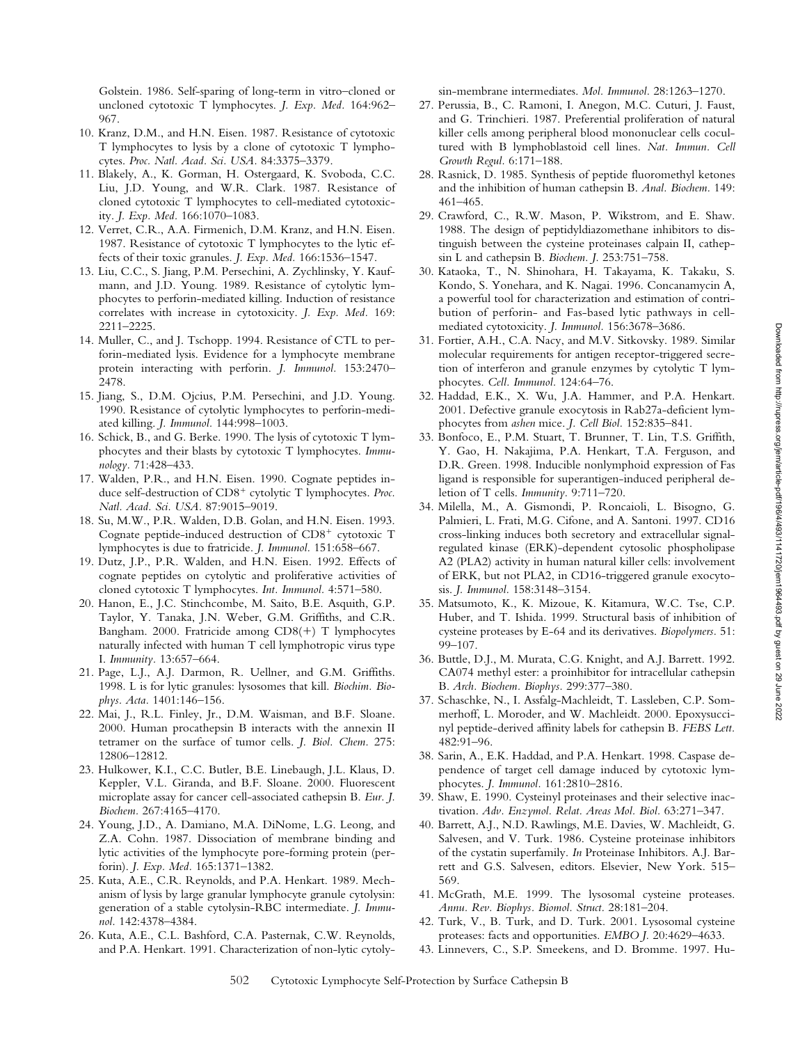Golstein. 1986. Self-sparing of long-term in vitro–cloned or uncloned cytotoxic T lymphocytes. *J. Exp. Med.* 164:962–967.

10. Kranz, D.M., and H.N. Eisen. 1987. Resistance of cytotoxic T lymphocytes to lysis by a clone of cytotoxic T lymphocytes. *Proc. Natl. Acad. Sci. USA.* 84:3375–3379.
11. Blakely, A., K. Gorman, H. Ostergaard, K. Svoboda, C.C. Liu, J.D. Young, and W.R. Clark. 1987. Resistance of cloned cytotoxic T lymphocytes to cell-mediated cytotoxicity. *J. Exp. Med.* 166:1070–1083.
12. Verret, C.R., A.A. Firmenich, D.M. Kranz, and H.N. Eisen. 1987. Resistance of cytotoxic T lymphocytes to the lytic effects of their toxic granules. *J. Exp. Med.* 166:1536–1547.
13. Liu, C.C., S. Jiang, P.M. Persechini, A. Zychlinsky, Y. Kaufmann, and J.D. Young. 1989. Resistance of cytolytic lymphocytes to perforin-mediated killing. Induction of resistance correlates with increase in cytotoxicity. *J. Exp. Med.* 169: 2211–2225.
14. Muller, C., and J. Tschopp. 1994. Resistance of CTL to perforin-mediated lysis. Evidence for a lymphocyte membrane protein interacting with perforin. *J. Immunol.* 153:2470–2478.
15. Jiang, S., D.M. Ojcius, P.M. Persechini, and J.D. Young. 1990. Resistance of cytolytic lymphocytes to perforin-mediated killing. *J. Immunol.* 144:998–1003.
16. Schick, B., and G. Berke. 1990. The lysis of cytotoxic T lymphocytes and their blasts by cytotoxic T lymphocytes. *Immunology.* 71:428–433.
17. Walden, P.R., and H.N. Eisen. 1990. Cognate peptides induce self-destruction of CD8$^+$ cytolytic T lymphocytes. *Proc. Natl. Acad. Sci. USA.* 87:9015–9019.
18. Su, M.W., P.R. Walden, D.B. Golan, and H.N. Eisen. 1993. Cognate peptide-induced destruction of CD8$^+$ cytotoxic T lymphocytes is due to fratricide. *J. Immunol.* 151:658–667.
19. Dutz, J.P., P.R. Walden, and H.N. Eisen. 1992. Effects of cognate peptides on cytolytic and proliferative activities of cloned cytotoxic T lymphocytes. *Int. Immunol.* 4:571–580.
20. Hanon, E., J.C. Stinchcombe, M. Saito, B.E. Asquith, G.P. Taylor, Y. Tanaka, J.N. Weber, G.M. Griffiths, and C.R. Bangham. 2000. Fratricide among CD8(+) T lymphocytes naturally infected with human T cell lymphotropic virus type I. *Immunity.* 13:657–664.
21. Page, L.J., A.J. Darmon, R. Uellner, and G.M. Griffiths. 1998. L is for lytic granules: lysosomes that kill. *Biochim. Biophys. Acta.* 1401:146–156.
22. Mai, J., R.L. Finley, Jr., D.M. Waisman, and B.F. Sloane. 2000. Human procathepsin B interacts with the annexin II tetramer on the surface of tumor cells. *J. Biol. Chem.* 275: 12806–12812.
23. Hulkower, K.I., C.C. Butler, B.E. Linebaugh, J.L. Klaus, D. Keppler, V.L. Giranda, and B.F. Sloane. 2000. Fluorescent microplate assay for cancer cell-associated cathepsin B. *Eur. J. Biochem.* 267:4165–4170.
24. Young, J.D., A. Damiano, M.A. DiNome, L.G. Leong, and Z.A. Cohn. 1987. Dissociation of membrane binding and lytic activities of the lymphocyte pore-forming protein (perforin). *J. Exp. Med.* 165:1371–1382.
25. Kuta, A.E., C.R. Reynolds, and P.A. Henkart. 1989. Mechanism of lysis by large granular lymphocyte granule cytolysin: generation of a stable cytolysin-RBC intermediate. *J. Immunol.* 142:4378–4384.
26. Kuta, A.E., C.L. Bashford, C.A. Pasternak, C.W. Reynolds, and P.A. Henkart. 1991. Characterization of non-lytic cytolysin-membrane intermediates. *Mol. Immunol.* 28:1263–1270.
27. Perussia, B., C. Ramoni, I. Anegon, M.C. Cuturi, J. Faust, and G. Trinchieri. 1987. Preferential proliferation of natural killer cells among peripheral blood mononuclear cells cocultured with B lymphoblastoid cell lines. *Nat. Immun. Cell Growth Regul.* 6:171–188.
28. Rasnick, D. 1985. Synthesis of peptide fluoromethyl ketones and the inhibition of human cathepsin B. *Anal. Biochem.* 149: 461–465.
29. Crawford, C., R.W. Mason, P. Wikstrom, and E. Shaw. 1988. The design of peptidyldiazomethane inhibitors to distinguish between the cysteine proteinases calpain II, cathepsin L and cathepsin B. *Biochem. J.* 253:751–758.
30. Kataoka, T., N. Shinohara, H. Takayama, K. Takaku, S. Kondo, S. Yonehara, and K. Nagai. 1996. Concanamycin A, a powerful tool for characterization and estimation of contribution of perforin- and Fas-based lytic pathways in cell-mediated cytotoxicity. *J. Immunol.* 156:3678–3686.
31. Fortier, A.H., C.A. Nacy, and M.V. Sitkovsky. 1989. Similar molecular requirements for antigen receptor-triggered secretion of interferon and granule enzymes by cytolytic T lymphocytes. *Cell. Immunol.* 124:64–76.
32. Haddad, E.K., X. Wu, J.A. Hammer, and P.A. Henkart. 2001. Defective granule exocytosis in Rab27a-deficient lymphocytes from *ashen* mice. *J. Cell Biol.* 152:835–841.
33. Bonfoco, E., P.M. Stuart, T. Brunner, T. Lin, T.S. Griffith, Y. Gao, H. Nakajima, P.A. Henkart, T.A. Ferguson, and D.R. Green. 1998. Inducible nonlymphoid expression of Fas ligand is responsible for superantigen-induced peripheral deletion of T cells. *Immunity.* 9:711–720.
34. Milella, M., A. Gismondi, P. Roncaioli, L. Bisogno, G. Palmieri, L. Frati, M.G. Cifone, and A. Santoni. 1997. CD16 cross-linking induces both secretory and extracellular signal-regulated kinase (ERK)-dependent cytosolic phospholipase A2 (PLA2) activity in human natural killer cells: involvement of ERK, but not PLA2, in CD16-triggered granule exocytosis. *J. Immunol.* 158:3148–3154.
35. Matsumoto, K., K. Mizoue, K. Kitamura, W.C. Tse, C.P. Huber, and T. Ishida. 1999. Structural basis of inhibition of cysteine proteases by E-64 and its derivatives. *Biopolymers.* 51: 99–107.
36. Buttle, D.J., M. Murata, C.G. Knight, and A.J. Barrett. 1992. CA074 methyl ester: a proinhibitor for intracellular cathepsin B. *Arch. Biochem. Biophys.* 299:377–380.
37. Schaschke, N., I. Assfalg-Machleidt, T. Lassleben, C.P. Sommerhoff, L. Moroder, and W. Machleidt. 2000. Epoxysuccinyl peptide-derived affinity labels for cathepsin B. *FEBS Lett.* 482:91–96.
38. Sarin, A., E.K. Haddad, and P.A. Henkart. 1998. Caspase dependence of target cell damage induced by cytotoxic lymphocytes. *J. Immunol.* 161:2810–2816.
39. Shaw, E. 1990. Cysteinyl proteinases and their selective inactivation. *Adv. Enzymol. Relat. Areas Mol. Biol.* 63:271–347.
40. Barrett, A.J., N.D. Rawlings, M.E. Davies, W. Machleidt, G. Salvesen, and V. Turk. 1986. Cysteine proteinase inhibitors of the cystatin superfamily. *In* Proteinase Inhibitors. A.J. Barrett and G.S. Salvesen, editors. Elsevier, New York. 515–569.
41. McGrath, M.E. 1999. The lysosomal cysteine proteases. *Annu. Rev. Biophys. Biomol. Struct.* 28:181–204.
42. Turk, V., B. Turk, and D. Turk. 2001. Lysosomal cysteine proteases: facts and opportunities. *EMBO J.* 20:4629–4633.
43. Linnevers, C., S.P. Smeekens, and D. Bromme. 1997. Hu-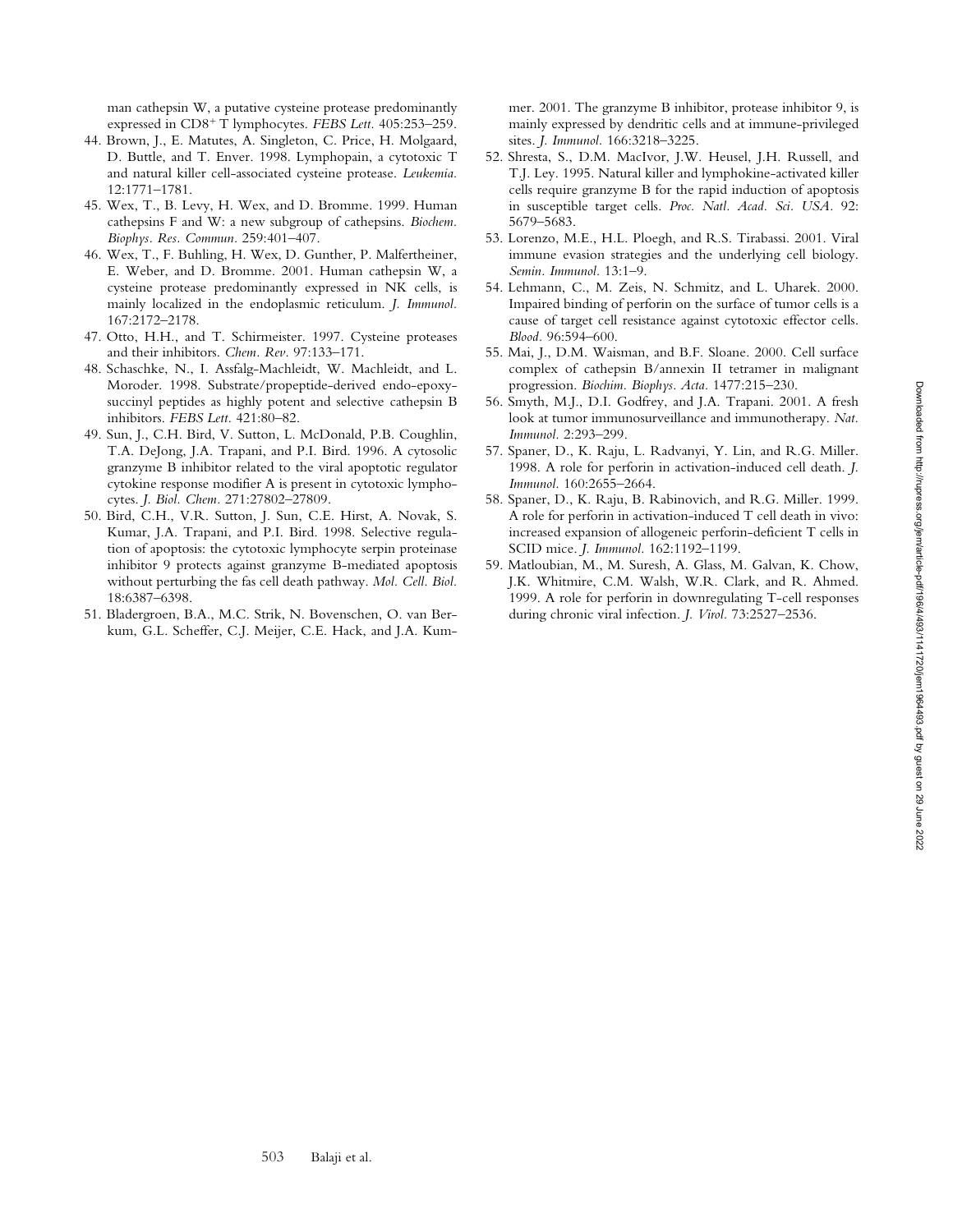man cathepsin W, a putative cysteine protease predominantly expressed in CD8+ T lymphocytes. *FEBS Lett.* 405:253–259.

44. Brown, J., E. Matutes, A. Singleton, C. Price, H. Molgaard, D. Buttle, and T. Enver. 1998. Lymphopain, a cytotoxic T and natural killer cell-associated cysteine protease. *Leukemia.* 12:1771–1781.
45. Wex, T., B. Levy, H. Wex, and D. Bromme. 1999. Human cathepsins F and W: a new subgroup of cathepsins. *Biochem. Biophys. Res. Commun.* 259:401–407.
46. Wex, T., F. Buhling, H. Wex, D. Gunther, P. Malfertheiner, E. Weber, and D. Bromme. 2001. Human cathepsin W, a cysteine protease predominantly expressed in NK cells, is mainly localized in the endoplasmic reticulum. *J. Immunol.* 167:2172–2178.
47. Otto, H.H., and T. Schirmeister. 1997. Cysteine proteases and their inhibitors. *Chem. Rev.* 97:133–171.
48. Schaschke, N., I. Assfalg-Machleidt, W. Machleidt, and L. Moroder. 1998. Substrate/propeptide-derived endo-epoxysuccinyl peptides as highly potent and selective cathepsin B inhibitors. *FEBS Lett.* 421:80–82.
49. Sun, J., C.H. Bird, V. Sutton, L. McDonald, P.B. Coughlin, T.A. DeJong, J.A. Trapani, and P.I. Bird. 1996. A cytosolic granzyme B inhibitor related to the viral apoptotic regulator cytokine response modifier A is present in cytotoxic lymphocytes. *J. Biol. Chem.* 271:27802–27809.
50. Bird, C.H., V.R. Sutton, J. Sun, C.E. Hirst, A. Novak, S. Kumar, J.A. Trapani, and P.I. Bird. 1998. Selective regulation of apoptosis: the cytotoxic lymphocyte serpin proteinase inhibitor 9 protects against granzyme B-mediated apoptosis without perturbing the fas cell death pathway. *Mol. Cell. Biol.* 18:6387–6398.
51. Bladergroen, B.A., M.C. Strik, N. Bovenschen, O. van Berkum, G.L. Scheffer, C.J. Meijer, C.E. Hack, and J.A. Kummer. 2001. The granzyme B inhibitor, protease inhibitor 9, is mainly expressed by dendritic cells and at immune-privileged sites. *J. Immunol.* 166:3218–3225.
52. Shresta, S., D.M. MacIvor, J.W. Heusel, J.H. Russell, and T.J. Ley. 1995. Natural killer and lymphokine-activated killer cells require granzyme B for the rapid induction of apoptosis in susceptible target cells. *Proc. Natl. Acad. Sci. USA.* 92: 5679–5683.
53. Lorenzo, M.E., H.L. Ploegh, and R.S. Tirabassi. 2001. Viral immune evasion strategies and the underlying cell biology. *Semin. Immunol.* 13:1–9.
54. Lehmann, C., M. Zeis, N. Schmitz, and L. Uharek. 2000. Impaired binding of perforin on the surface of tumor cells is a cause of target cell resistance against cytotoxic effector cells. *Blood.* 96:594–600.
55. Mai, J., D.M. Waisman, and B.F. Sloane. 2000. Cell surface complex of cathepsin B/annexin II tetramer in malignant progression. *Biochim. Biophys. Acta.* 1477:215–230.
56. Smyth, M.J., D.I. Godfrey, and J.A. Trapani. 2001. A fresh look at tumor immunosurveillance and immunotherapy. *Nat. Immunol.* 2:293–299.
57. Spaner, D., K. Raju, L. Radvanyi, Y. Lin, and R.G. Miller. 1998. A role for perforin in activation-induced cell death. *J. Immunol.* 160:2655–2664.
58. Spaner, D., K. Raju, B. Rabinovich, and R.G. Miller. 1999. A role for perforin in activation-induced T cell death in vivo: increased expansion of allogeneic perforin-deficient T cells in SCID mice. *J. Immunol.* 162:1192–1199.
59. Matloubian, M., M. Suresh, A. Glass, M. Galvan, K. Chow, J.K. Whitmire, C.M. Walsh, W.R. Clark, and R. Ahmed. 1999. A role for perforin in downregulating T-cell responses during chronic viral infection. *J. Virol.* 73:2527–2536.